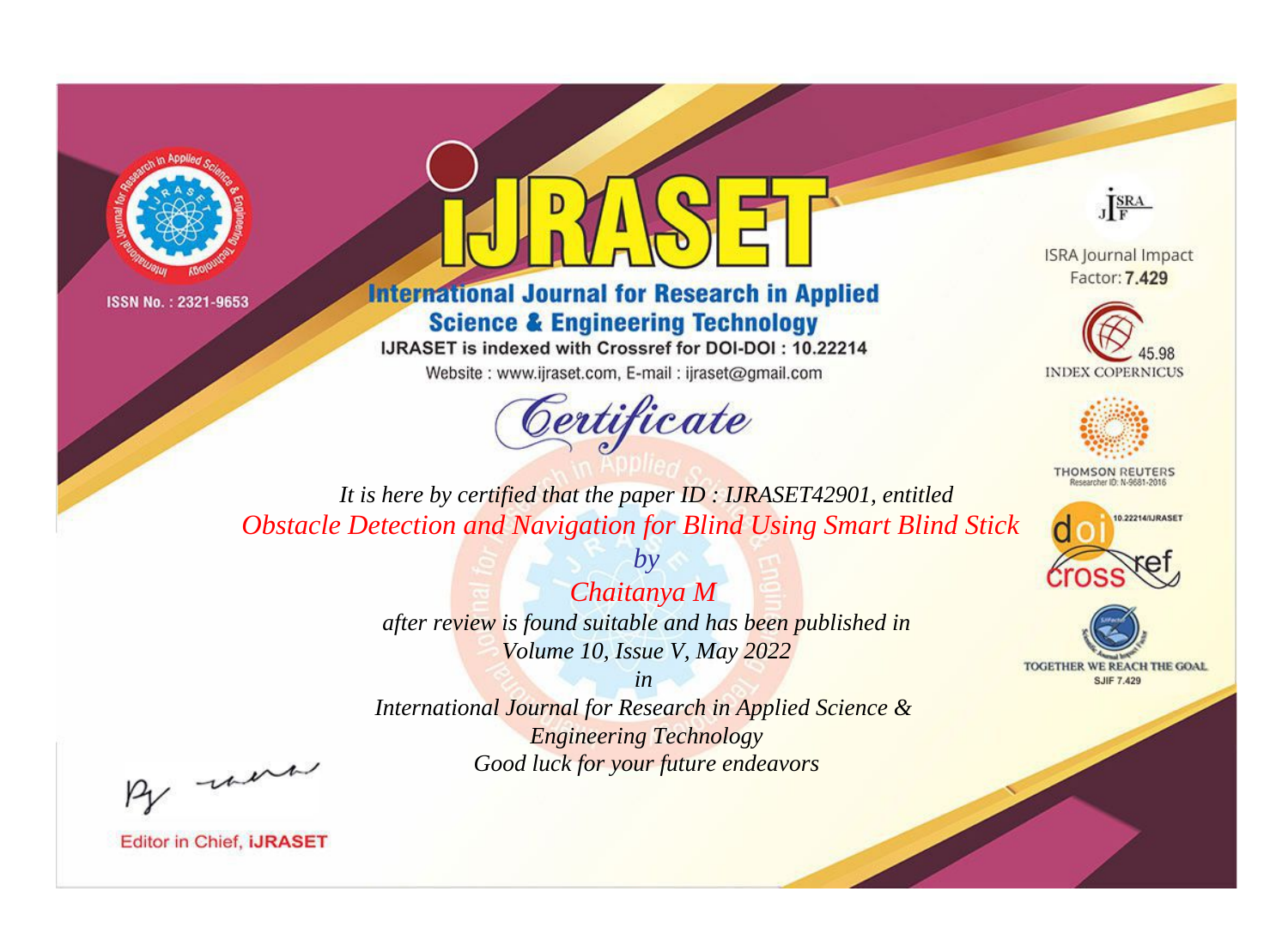ISSN No. : 2321-9653

# iJRASET

## International Journal for Research in Applied Science & Engineering Technology

IJRASET is indexed with Crossref for DOI-DOI : 10.22214

Website : www.ijraset.com, E-mail : ijraset@gmail.com

ISRA Journal Impact Factor: **7.429**

45.98 INDEX COPERNICUS

THOMSON REUTERS Researcher ID: N-9681-2016

10.22214/IJRASET

TOGETHER WE REACH THE GOAL SJIF 7.429

# *Certificate*

*It is here by certified that the paper ID : IJRASET42901, entitled*

*Obstacle Detection and Navigation for Blind Using Smart Blind Stick*

*by*

*Chaitanya M*

*after review is found suitable and has been published in*

*Volume 10, Issue V, May 2022*

*in*

*International Journal for Research in Applied Science & Engineering Technology*

*Good luck for your future endeavors*

Editor in Chief, **iJRASET**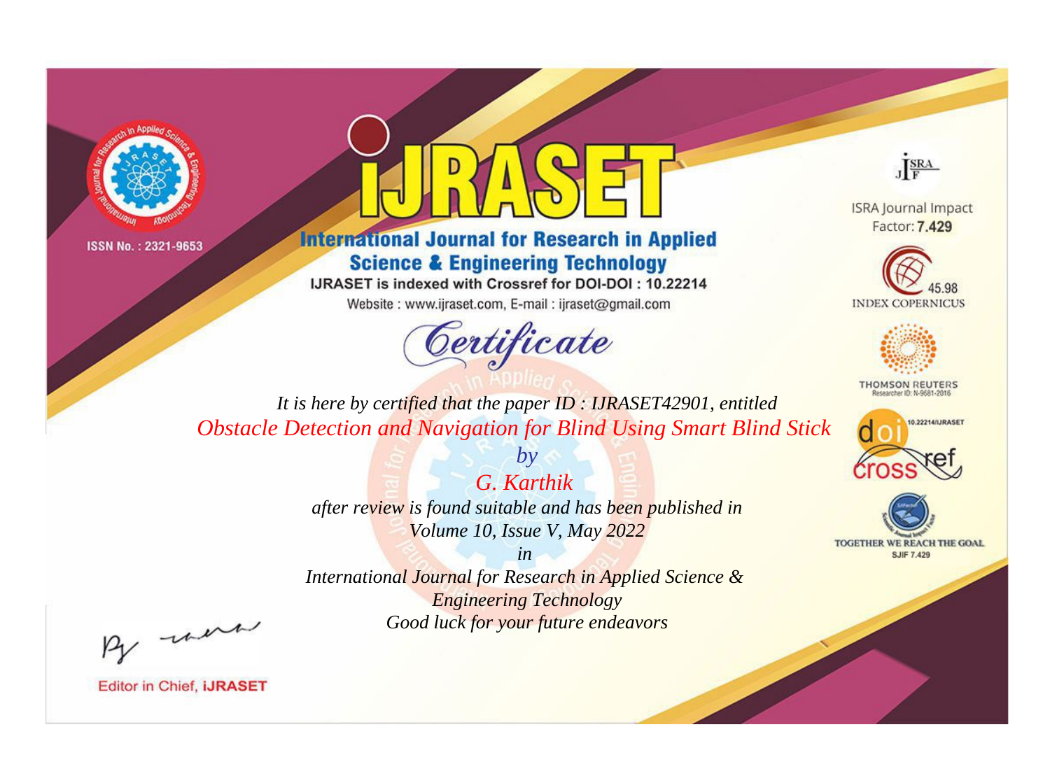ISSN No. : 2321-9653

# IJRASET

## International Journal for Research in Applied Science & Engineering Technology

IJRASET is indexed with Crossref for DOI-DOI : 10.22214

Website : www.ijraset.com, E-mail : ijraset@gmail.com

# Certificate

*It is here by certified that the paper ID : IJRASET42901, entitled*

*Obstacle Detection and Navigation for Blind Using Smart Blind Stick*

*by*

*G. Karthik*

*after review is found suitable and has been published in*

*Volume 10, Issue V, May 2022*

*in*

*International Journal for Research in Applied Science & Engineering Technology*

*Good luck for your future endeavors*

ISRA Journal Impact Factor: **7.429**

45.98 INDEX COPERNICUS

THOMSON REUTERS Researcher ID: N-9681-2016

10.22214/IJRASET

TOGETHER WE REACH THE GOAL SJIF 7.429

Editor in Chief, **iJRASET**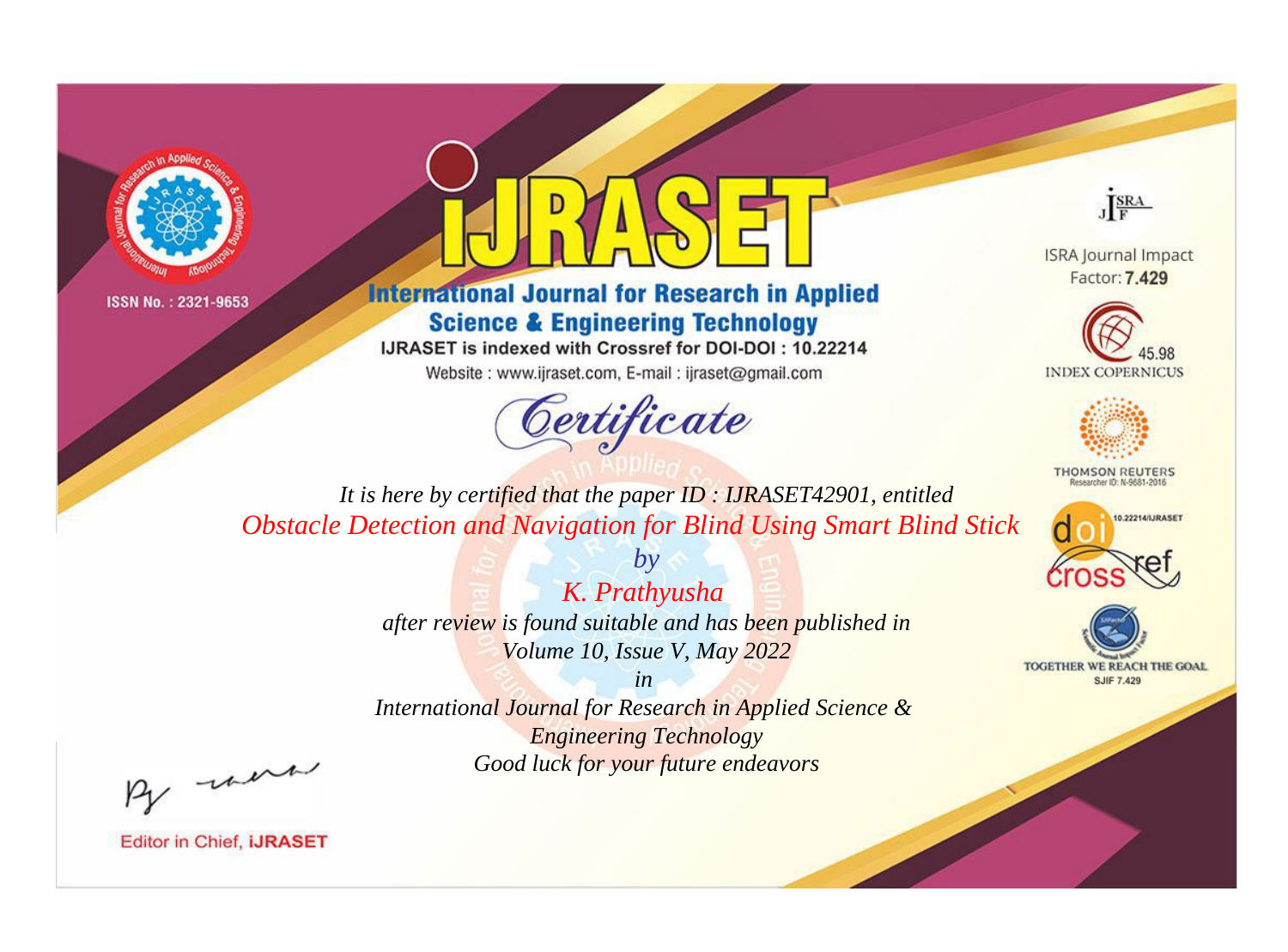ISSN No. : 2321-9653

# iJRASET

## International Journal for Research in Applied Science & Engineering Technology

IJRASET is indexed with Crossref for DOI-DOI : 10.22214

Website : www.ijraset.com, E-mail : ijraset@gmail.com

ISRA Journal Impact Factor: **7.429**

45.98 INDEX COPERNICUS

THOMSON REUTERS Researcher ID: N-9681-2016

10.22214/IJRASET

TOGETHER WE REACH THE GOAL SJIF 7.429

# *Certificate*

*It is here by certified that the paper ID : IJRASET42901, entitled*

*Obstacle Detection and Navigation for Blind Using Smart Blind Stick*

*by*

*K. Prathyusha*

*after review is found suitable and has been published in*

*Volume 10, Issue V, May 2022*

*in*

*International Journal for Research in Applied Science & Engineering Technology*

*Good luck for your future endeavors*

Editor in Chief, **iJRASET**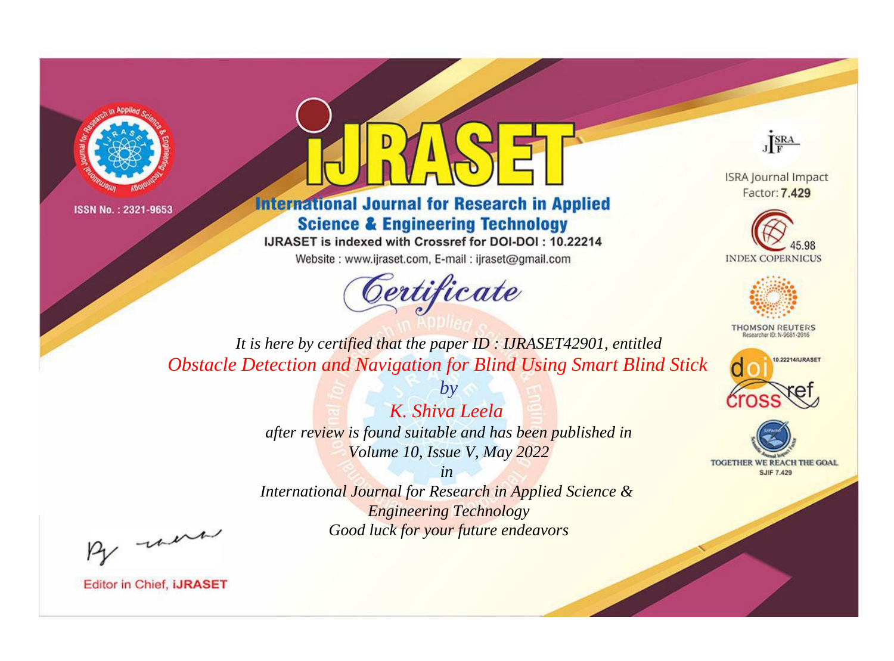ISSN No. : 2321-9653

# IJRASET

## International Journal for Research in Applied Science & Engineering Technology

IJRASET is indexed with Crossref for DOI-DOI : 10.22214

Website : www.ijraset.com, E-mail : ijraset@gmail.com

*Certificate*

*It is here by certified that the paper ID : IJRASET42901, entitled*

*Obstacle Detection and Navigation for Blind Using Smart Blind Stick*

*by*

*K. Shiva Leela*

*after review is found suitable and has been published in*

*Volume 10, Issue V, May 2022*

*in*

*International Journal for Research in Applied Science & Engineering Technology*

*Good luck for your future endeavors*

ISRA Journal Impact Factor: **7.429**

45.98 INDEX COPERNICUS

THOMSON REUTERS Researcher ID: N-9681-2016

10.22214/IJRASET

TOGETHER WE REACH THE GOAL SJIF 7.429

Editor in Chief, **iJRASET**